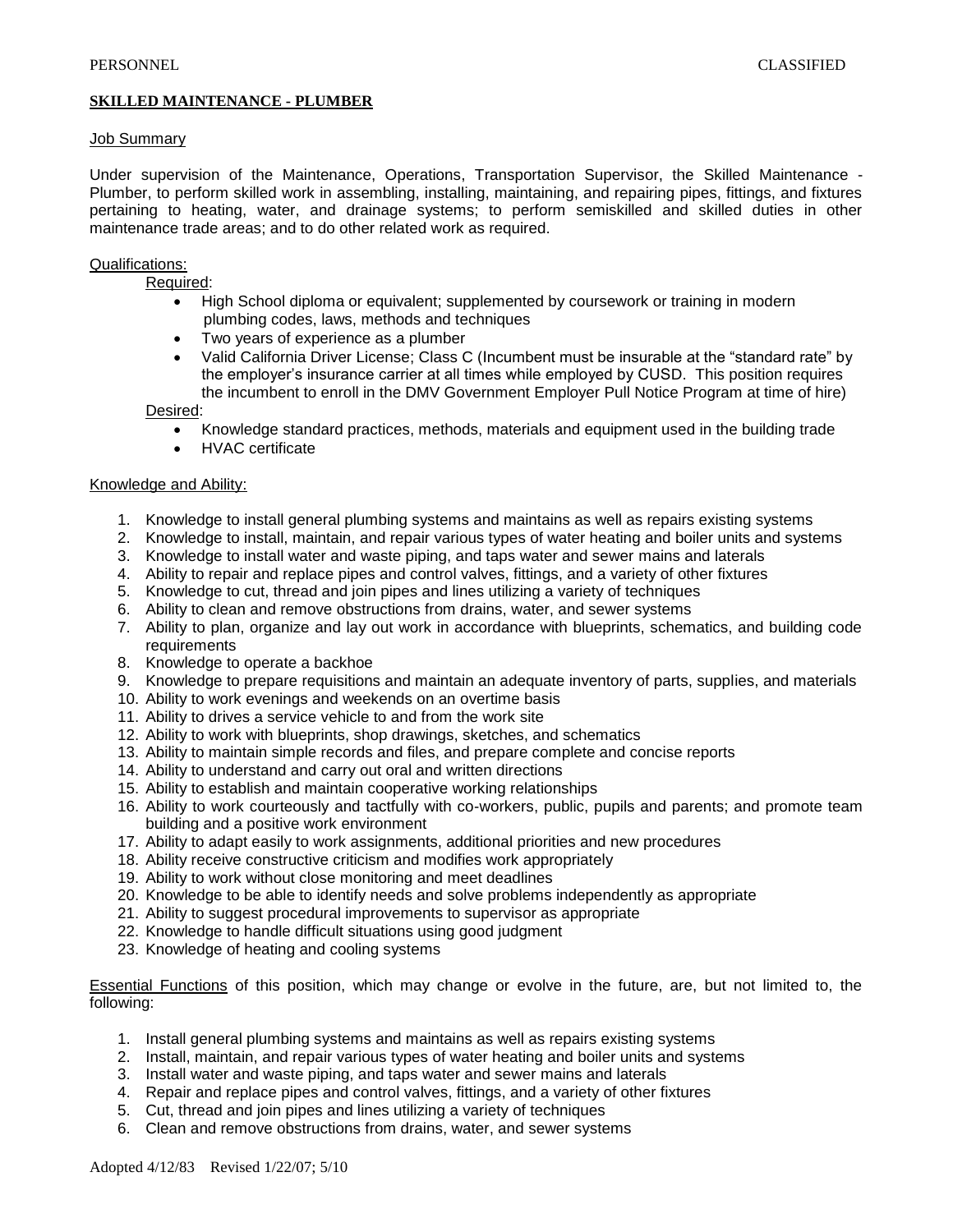PERSONNEL CLASSIFIED

**SKILLED MAINTENANCE - PLUMBER**

Job Summary

Under supervision of the Maintenance, Operations, Transportation Supervisor, the Skilled Maintenance - Plumber, to perform skilled work in assembling, installing, maintaining, and repairing pipes, fittings, and fixtures pertaining to heating, water, and drainage systems; to perform semiskilled and skilled duties in other maintenance trade areas; and to do other related work as required.

Qualifications:

Required:

- High School diploma or equivalent; supplemented by coursework or training in modern plumbing codes, laws, methods and techniques
- Two years of experience as a plumber
- Valid California Driver License; Class C (Incumbent must be insurable at the "standard rate" by the employer's insurance carrier at all times while employed by CUSD. This position requires the incumbent to enroll in the DMV Government Employer Pull Notice Program at time of hire)

Desired:

- Knowledge standard practices, methods, materials and equipment used in the building trade
- HVAC certificate

Knowledge and Ability:

1. Knowledge to install general plumbing systems and maintains as well as repairs existing systems
2. Knowledge to install, maintain, and repair various types of water heating and boiler units and systems
3. Knowledge to install water and waste piping, and taps water and sewer mains and laterals
4. Ability to repair and replace pipes and control valves, fittings, and a variety of other fixtures
5. Knowledge to cut, thread and join pipes and lines utilizing a variety of techniques
6. Ability to clean and remove obstructions from drains, water, and sewer systems
7. Ability to plan, organize and lay out work in accordance with blueprints, schematics, and building code requirements
8. Knowledge to operate a backhoe
9. Knowledge to prepare requisitions and maintain an adequate inventory of parts, supplies, and materials
10. Ability to work evenings and weekends on an overtime basis
11. Ability to drives a service vehicle to and from the work site
12. Ability to work with blueprints, shop drawings, sketches, and schematics
13. Ability to maintain simple records and files, and prepare complete and concise reports
14. Ability to understand and carry out oral and written directions
15. Ability to establish and maintain cooperative working relationships
16. Ability to work courteously and tactfully with co-workers, public, pupils and parents; and promote team building and a positive work environment
17. Ability to adapt easily to work assignments, additional priorities and new procedures
18. Ability receive constructive criticism and modifies work appropriately
19. Ability to work without close monitoring and meet deadlines
20. Knowledge to be able to identify needs and solve problems independently as appropriate
21. Ability to suggest procedural improvements to supervisor as appropriate
22. Knowledge to handle difficult situations using good judgment
23. Knowledge of heating and cooling systems

Essential Functions of this position, which may change or evolve in the future, are, but not limited to, the following:

1. Install general plumbing systems and maintains as well as repairs existing systems
2. Install, maintain, and repair various types of water heating and boiler units and systems
3. Install water and waste piping, and taps water and sewer mains and laterals
4. Repair and replace pipes and control valves, fittings, and a variety of other fixtures
5. Cut, thread and join pipes and lines utilizing a variety of techniques
6. Clean and remove obstructions from drains, water, and sewer systems

Adopted 4/12/83 Revised 1/22/07; 5/10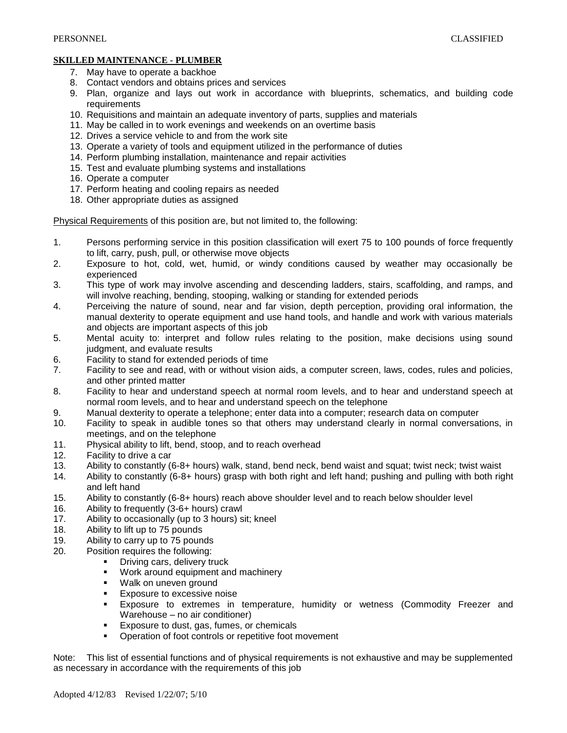**SKILLED MAINTENANCE - PLUMBER**

7. May have to operate a backhoe
8. Contact vendors and obtains prices and services
9. Plan, organize and lays out work in accordance with blueprints, schematics, and building code requirements
10. Requisitions and maintain an adequate inventory of parts, supplies and materials
11. May be called in to work evenings and weekends on an overtime basis
12. Drives a service vehicle to and from the work site
13. Operate a variety of tools and equipment utilized in the performance of duties
14. Perform plumbing installation, maintenance and repair activities
15. Test and evaluate plumbing systems and installations
16. Operate a computer
17. Perform heating and cooling repairs as needed
18. Other appropriate duties as assigned

Physical Requirements of this position are, but not limited to, the following:

1. Persons performing service in this position classification will exert 75 to 100 pounds of force frequently to lift, carry, push, pull, or otherwise move objects
2. Exposure to hot, cold, wet, humid, or windy conditions caused by weather may occasionally be experienced
3. This type of work may involve ascending and descending ladders, stairs, scaffolding, and ramps, and will involve reaching, bending, stooping, walking or standing for extended periods
4. Perceiving the nature of sound, near and far vision, depth perception, providing oral information, the manual dexterity to operate equipment and use hand tools, and handle and work with various materials and objects are important aspects of this job
5. Mental acuity to: interpret and follow rules relating to the position, make decisions using sound judgment, and evaluate results
6. Facility to stand for extended periods of time
7. Facility to see and read, with or without vision aids, a computer screen, laws, codes, rules and policies, and other printed matter
8. Facility to hear and understand speech at normal room levels, and to hear and understand speech at normal room levels, and to hear and understand speech on the telephone
9. Manual dexterity to operate a telephone; enter data into a computer; research data on computer
10. Facility to speak in audible tones so that others may understand clearly in normal conversations, in meetings, and on the telephone
11. Physical ability to lift, bend, stoop, and to reach overhead
12. Facility to drive a car
13. Ability to constantly (6-8+ hours) walk, stand, bend neck, bend waist and squat; twist neck; twist waist
14. Ability to constantly (6-8+ hours) grasp with both right and left hand; pushing and pulling with both right and left hand
15. Ability to constantly (6-8+ hours) reach above shoulder level and to reach below shoulder level
16. Ability to frequently (3-6+ hours) crawl
17. Ability to occasionally (up to 3 hours) sit; kneel
18. Ability to lift up to 75 pounds
19. Ability to carry up to 75 pounds
20. Position requires the following:
    - Driving cars, delivery truck
    - Work around equipment and machinery
    - Walk on uneven ground
    - Exposure to excessive noise
    - Exposure to extremes in temperature, humidity or wetness (Commodity Freezer and Warehouse – no air conditioner)
    - Exposure to dust, gas, fumes, or chemicals
    - Operation of foot controls or repetitive foot movement

Note: This list of essential functions and of physical requirements is not exhaustive and may be supplemented as necessary in accordance with the requirements of this job

Adopted 4/12/83 Revised 1/22/07; 5/10